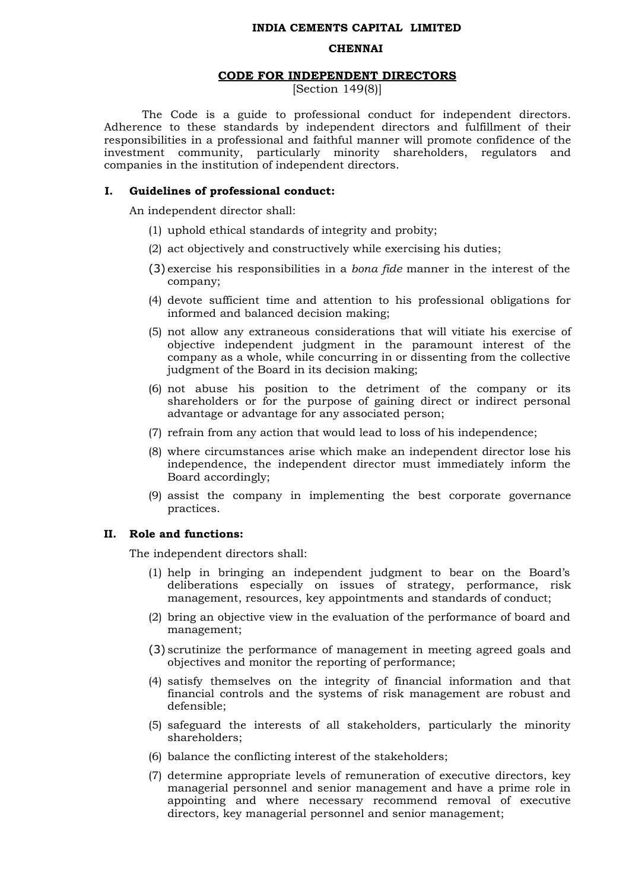**INDIA CEMENTS CAPITAL LIMITED**

**CHENNAI**

# CODE FOR INDEPENDENT DIRECTORS

[Section 149(8)]

The Code is a guide to professional conduct for independent directors. Adherence to these standards by independent directors and fulfillment of their responsibilities in a professional and faithful manner will promote confidence of the investment community, particularly minority shareholders, regulators and companies in the institution of independent directors.

## I. Guidelines of professional conduct:

An independent director shall:

(1) uphold ethical standards of integrity and probity;

(2) act objectively and constructively while exercising his duties;

(3) exercise his responsibilities in a *bona fide* manner in the interest of the company;

(4) devote sufficient time and attention to his professional obligations for informed and balanced decision making;

(5) not allow any extraneous considerations that will vitiate his exercise of objective independent judgment in the paramount interest of the company as a whole, while concurring in or dissenting from the collective judgment of the Board in its decision making;

(6) not abuse his position to the detriment of the company or its shareholders or for the purpose of gaining direct or indirect personal advantage or advantage for any associated person;

(7) refrain from any action that would lead to loss of his independence;

(8) where circumstances arise which make an independent director lose his independence, the independent director must immediately inform the Board accordingly;

(9) assist the company in implementing the best corporate governance practices.

## II. Role and functions:

The independent directors shall:

(1) help in bringing an independent judgment to bear on the Board's deliberations especially on issues of strategy, performance, risk management, resources, key appointments and standards of conduct;

(2) bring an objective view in the evaluation of the performance of board and management;

(3) scrutinize the performance of management in meeting agreed goals and objectives and monitor the reporting of performance;

(4) satisfy themselves on the integrity of financial information and that financial controls and the systems of risk management are robust and defensible;

(5) safeguard the interests of all stakeholders, particularly the minority shareholders;

(6) balance the conflicting interest of the stakeholders;

(7) determine appropriate levels of remuneration of executive directors, key managerial personnel and senior management and have a prime role in appointing and where necessary recommend removal of executive directors, key managerial personnel and senior management;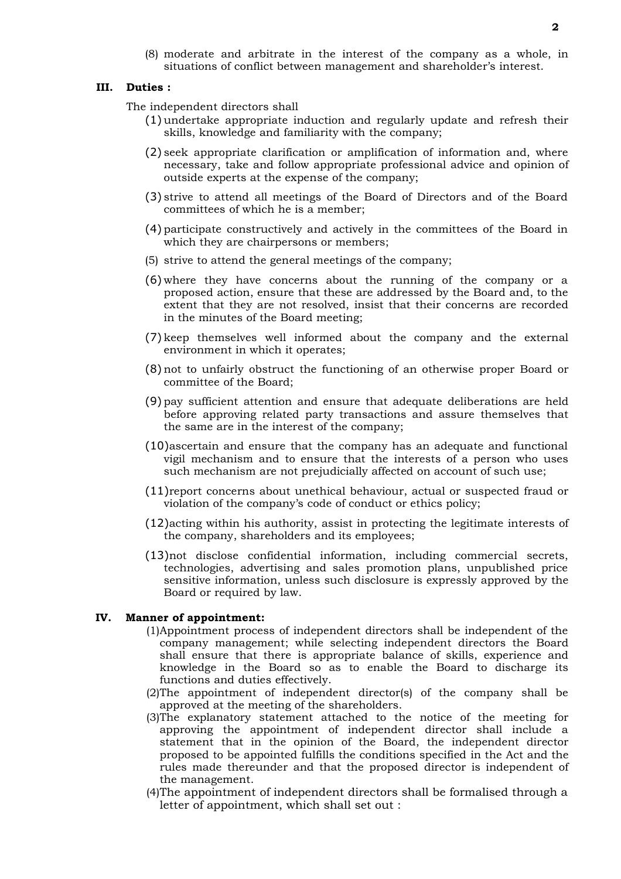(8) moderate and arbitrate in the interest of the company as a whole, in situations of conflict between management and shareholder's interest.

## III. Duties :

The independent directors shall

(1) undertake appropriate induction and regularly update and refresh their skills, knowledge and familiarity with the company;

(2) seek appropriate clarification or amplification of information and, where necessary, take and follow appropriate professional advice and opinion of outside experts at the expense of the company;

(3) strive to attend all meetings of the Board of Directors and of the Board committees of which he is a member;

(4) participate constructively and actively in the committees of the Board in which they are chairpersons or members;

(5) strive to attend the general meetings of the company;

(6) where they have concerns about the running of the company or a proposed action, ensure that these are addressed by the Board and, to the extent that they are not resolved, insist that their concerns are recorded in the minutes of the Board meeting;

(7) keep themselves well informed about the company and the external environment in which it operates;

(8) not to unfairly obstruct the functioning of an otherwise proper Board or committee of the Board;

(9) pay sufficient attention and ensure that adequate deliberations are held before approving related party transactions and assure themselves that the same are in the interest of the company;

(10) ascertain and ensure that the company has an adequate and functional vigil mechanism and to ensure that the interests of a person who uses such mechanism are not prejudicially affected on account of such use;

(11) report concerns about unethical behaviour, actual or suspected fraud or violation of the company's code of conduct or ethics policy;

(12) acting within his authority, assist in protecting the legitimate interests of the company, shareholders and its employees;

(13) not disclose confidential information, including commercial secrets, technologies, advertising and sales promotion plans, unpublished price sensitive information, unless such disclosure is expressly approved by the Board or required by law.

## IV. Manner of appointment:

(1) Appointment process of independent directors shall be independent of the company management; while selecting independent directors the Board shall ensure that there is appropriate balance of skills, experience and knowledge in the Board so as to enable the Board to discharge its functions and duties effectively.

(2) The appointment of independent director(s) of the company shall be approved at the meeting of the shareholders.

(3) The explanatory statement attached to the notice of the meeting for approving the appointment of independent director shall include a statement that in the opinion of the Board, the independent director proposed to be appointed fulfills the conditions specified in the Act and the rules made thereunder and that the proposed director is independent of the management.

(4) The appointment of independent directors shall be formalised through a letter of appointment, which shall set out :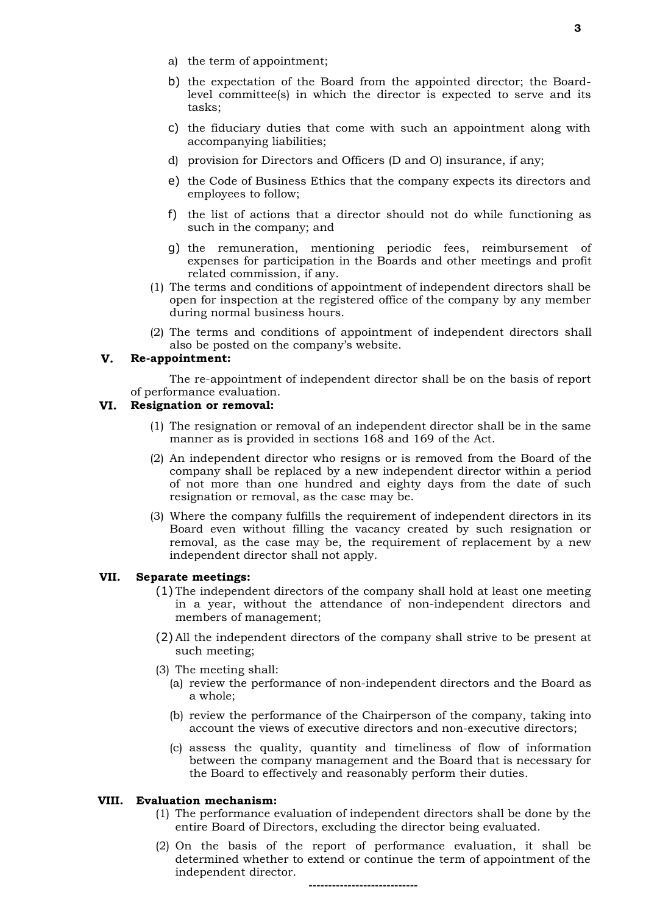a) the term of appointment;

b) the expectation of the Board from the appointed director; the Board-level committee(s) in which the director is expected to serve and its tasks;

c) the fiduciary duties that come with such an appointment along with accompanying liabilities;

d) provision for Directors and Officers (D and O) insurance, if any;

e) the Code of Business Ethics that the company expects its directors and employees to follow;

f) the list of actions that a director should not do while functioning as such in the company; and

g) the remuneration, mentioning periodic fees, reimbursement of expenses for participation in the Boards and other meetings and profit related commission, if any.

(1) The terms and conditions of appointment of independent directors shall be open for inspection at the registered office of the company by any member during normal business hours.

(2) The terms and conditions of appointment of independent directors shall also be posted on the company's website.

**V. Re-appointment:**

The re-appointment of independent director shall be on the basis of report of performance evaluation.

**VI. Resignation or removal:**

(1) The resignation or removal of an independent director shall be in the same manner as is provided in sections 168 and 169 of the Act.

(2) An independent director who resigns or is removed from the Board of the company shall be replaced by a new independent director within a period of not more than one hundred and eighty days from the date of such resignation or removal, as the case may be.

(3) Where the company fulfills the requirement of independent directors in its Board even without filling the vacancy created by such resignation or removal, as the case may be, the requirement of replacement by a new independent director shall not apply.

**VII. Separate meetings:**

(1) The independent directors of the company shall hold at least one meeting in a year, without the attendance of non-independent directors and members of management;

(2) All the independent directors of the company shall strive to be present at such meeting;

(3) The meeting shall:

(a) review the performance of non-independent directors and the Board as a whole;

(b) review the performance of the Chairperson of the company, taking into account the views of executive directors and non-executive directors;

(c) assess the quality, quantity and timeliness of flow of information between the company management and the Board that is necessary for the Board to effectively and reasonably perform their duties.

**VIII. Evaluation mechanism:**

(1) The performance evaluation of independent directors shall be done by the entire Board of Directors, excluding the director being evaluated.

(2) On the basis of the report of performance evaluation, it shall be determined whether to extend or continue the term of appointment of the independent director.

----------------------------